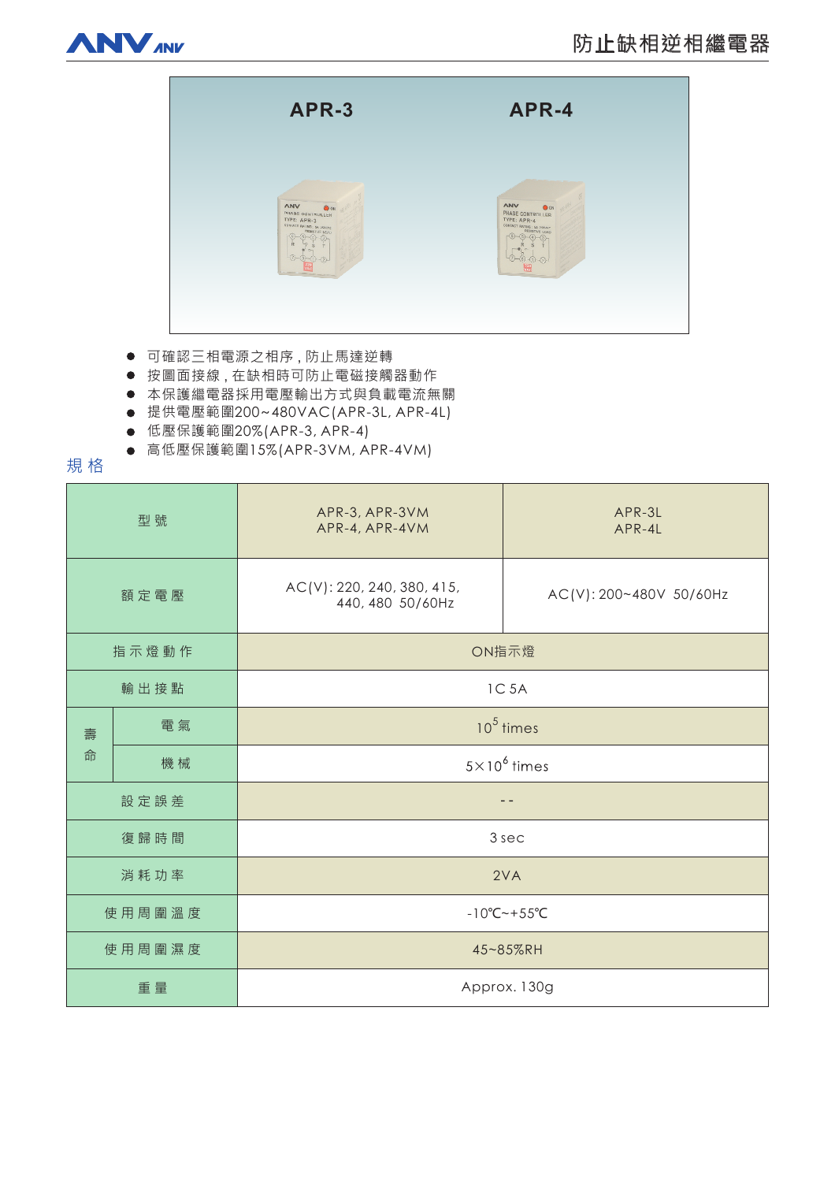# 防止缺相逆相繼電器

APR-3　　APR-4

- 可確認三相電源之相序，防止馬達逆轉
- 按圖面接線，在缺相時可防止電磁接觸器動作
- 本保護繼電器採用電壓輸出方式與負載電流無關
- 提供電壓範圍200~480VAC(APR-3L, APR-4L)
- 低壓保護範圍20%(APR-3, APR-4)
- 高低壓保護範圍15%(APR-3VM, APR-4VM)

## 規 格

| 型 號 | | APR-3, APR-3VM<br>APR-4, APR-4VM | APR-3L<br>APR-4L |
|---|---|---|---|
| 額 定 電 壓 | | AC(V): 220, 240, 380, 415, 440, 480 50/60Hz | AC(V): 200~480V 50/60Hz |
| 指 示 燈 動 作 | | ON指示燈 | |
| 輸 出 接 點 | | 1C 5A | |
| 壽命 | 電 氣 | $10^5$ times | |
| | 機 械 | $5\times10^6$ times | |
| 設 定 誤 差 | | - - | |
| 復 歸 時 間 | | 3 sec | |
| 消 耗 功 率 | | 2VA | |
| 使 用 周 圍 溫 度 | | -10℃~+55℃ | |
| 使 用 周 圍 濕 度 | | 45~85%RH | |
| 重 量 | | Approx. 130g | |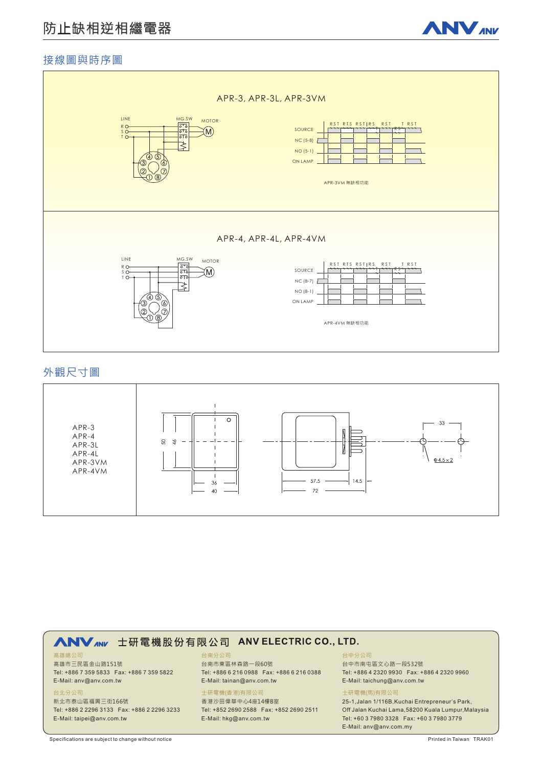# 防止缺相逆相繼電器

## 接線圖與時序圖

### APR-3, APR-3L, APR-3VM

LINE
R
S
T
MG.SW
MOTOR
M
④ ⑤
③ ⑥
② ⑦
① ⑧

SOURCE
NC (5-8)
NO (5-1)
ON LAMP
RST RTS RST RS RST T RST

APR-3VM 無缺相功能

### APR-4, APR-4L, APR-4VM

LINE
R
S
T
MG.SW
MOTOR
M
④ ⑤
③ ⑥
② ⑦
① ⑧

SOURCE
NC (8-7)
NO (8-1)
ON LAMP
RST RTS RST RS RST T RST

APR-4VM 無缺相功能

## 外觀尺寸圖

APR-3
APR-4
APR-3L
APR-4L
APR-3VM
APR-4VM

50
46
36
40
57.5
14.5
72
33
Φ4.5×2

---

**ANV** 士研電機股份有限公司 **ANV ELECTRIC CO., LTD.**

高雄總公司
高雄市三民區金山路151號
Tel: +886 7 359 5833 Fax: +886 7 359 5822
E-Mail: anv@anv.com.tw

台南分公司
台南市東區林森路一段60號
Tel: +886 6 216 0988 Fax: +886 6 216 0388
E-Mail: tainan@anv.com.tw

台中分公司
台中市南屯區文心路一段532號
Tel: +886 4 2320 9930 Fax: +886 4 2320 9960
E-Mail: taichung@anv.com.tw

台北分公司
新北市泰山區福興三街166號
Tel: +886 2 2296 3133 Fax: +886 2 2296 3233
E-Mail: taipei@anv.com.tw

士研電機(香港)有限公司
香港沙田偉華中心4座14樓B室
Tel: +852 2690 2588 Fax: +852 2690 2511
E-Mail: hkg@anv.com.tw

士研電機(馬)有限公司
25-1,Jalan 1/116B,Kuchai Entrepreneur's Park,
Off Jalan Kuchai Lama,58200 Kuala Lumpur,Malaysia
Tel: +60 3 7980 3328 Fax: +60 3 7980 3779
E-Mail: anv@anv.com.my

Specifications are subject to change without notice

Printed in Taiwan TRAK01